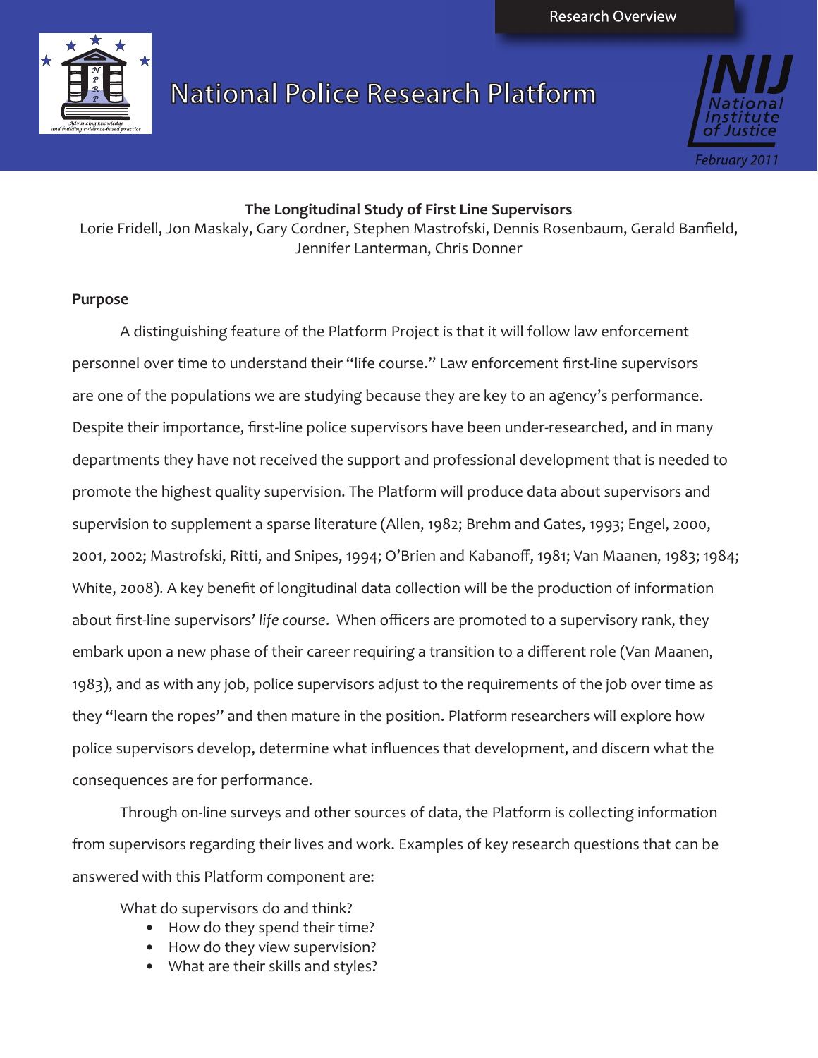Research Overview

# National Police Research Platform

National Institute of Justice

February 2011

## The Longitudinal Study of First Line Supervisors

Lorie Fridell, Jon Maskaly, Gary Cordner, Stephen Mastrofski, Dennis Rosenbaum, Gerald Banfield, Jennifer Lanterman, Chris Donner

### Purpose

A distinguishing feature of the Platform Project is that it will follow law enforcement personnel over time to understand their "life course." Law enforcement first-line supervisors are one of the populations we are studying because they are key to an agency's performance. Despite their importance, first-line police supervisors have been under-researched, and in many departments they have not received the support and professional development that is needed to promote the highest quality supervision. The Platform will produce data about supervisors and supervision to supplement a sparse literature (Allen, 1982; Brehm and Gates, 1993; Engel, 2000, 2001, 2002; Mastrofski, Ritti, and Snipes, 1994; O'Brien and Kabanoff, 1981; Van Maanen, 1983; 1984; White, 2008). A key benefit of longitudinal data collection will be the production of information about first-line supervisors' *life course*. When officers are promoted to a supervisory rank, they embark upon a new phase of their career requiring a transition to a different role (Van Maanen, 1983), and as with any job, police supervisors adjust to the requirements of the job over time as they "learn the ropes" and then mature in the position. Platform researchers will explore how police supervisors develop, determine what influences that development, and discern what the consequences are for performance.

Through on-line surveys and other sources of data, the Platform is collecting information from supervisors regarding their lives and work. Examples of key research questions that can be answered with this Platform component are:

What do supervisors do and think?

- How do they spend their time?
- How do they view supervision?
- What are their skills and styles?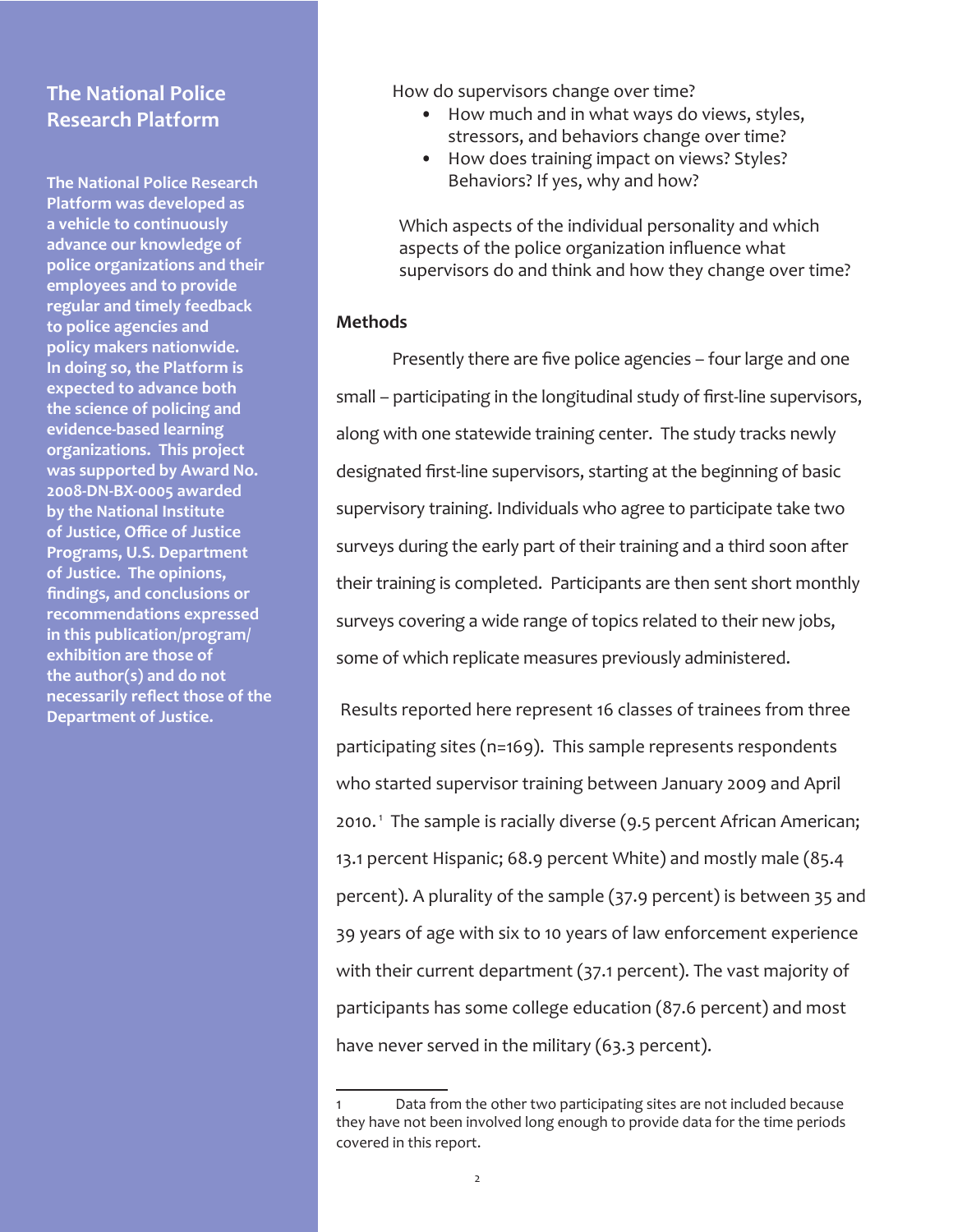## The National Police Research Platform

**The National Police Research Platform was developed as a vehicle to continuously advance our knowledge of police organizations and their employees and to provide regular and timely feedback to police agencies and policy makers nationwide. In doing so, the Platform is expected to advance both the science of policing and evidence-based learning organizations. This project was supported by Award No. 2008-DN-BX-0005 awarded by the National Institute of Justice, Office of Justice Programs, U.S. Department of Justice. The opinions, findings, and conclusions or recommendations expressed in this publication/program/exhibition are those of the author(s) and do not necessarily reflect those of the Department of Justice.**

How do supervisors change over time?

- How much and in what ways do views, styles, stressors, and behaviors change over time?
- How does training impact on views? Styles? Behaviors? If yes, why and how?

Which aspects of the individual personality and which aspects of the police organization influence what supervisors do and think and how they change over time?

### Methods

Presently there are five police agencies – four large and one small – participating in the longitudinal study of first-line supervisors, along with one statewide training center. The study tracks newly designated first-line supervisors, starting at the beginning of basic supervisory training. Individuals who agree to participate take two surveys during the early part of their training and a third soon after their training is completed. Participants are then sent short monthly surveys covering a wide range of topics related to their new jobs, some of which replicate measures previously administered.

Results reported here represent 16 classes of trainees from three participating sites (n=169). This sample represents respondents who started supervisor training between January 2009 and April 2010.[1] The sample is racially diverse (9.5 percent African American; 13.1 percent Hispanic; 68.9 percent White) and mostly male (85.4 percent). A plurality of the sample (37.9 percent) is between 35 and 39 years of age with six to 10 years of law enforcement experience with their current department (37.1 percent). The vast majority of participants has some college education (87.6 percent) and most have never served in the military (63.3 percent).

1 Data from the other two participating sites are not included because they have not been involved long enough to provide data for the time periods covered in this report.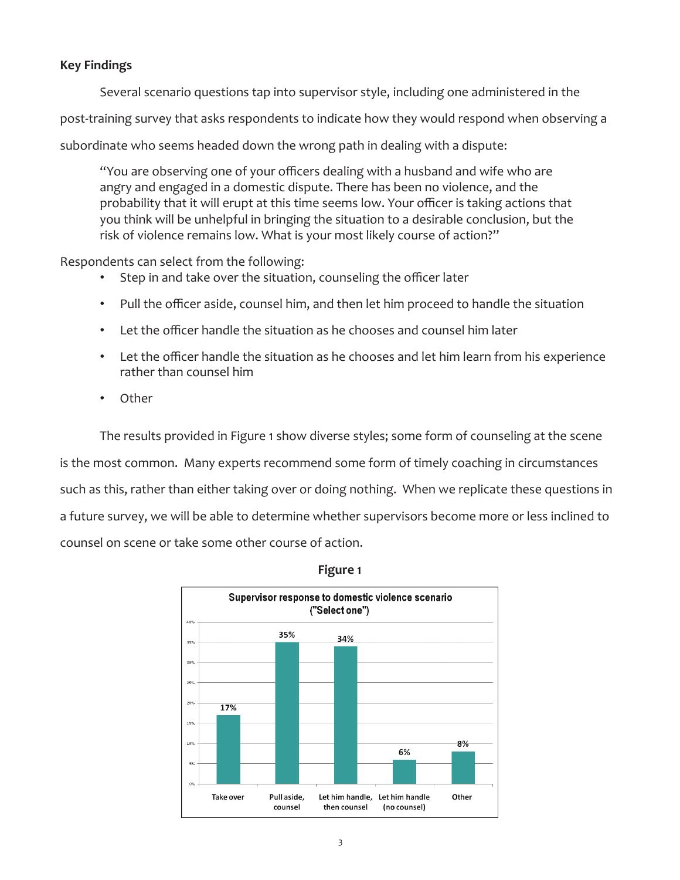**Key Findings**

Several scenario questions tap into supervisor style, including one administered in the post-training survey that asks respondents to indicate how they would respond when observing a subordinate who seems headed down the wrong path in dealing with a dispute:

> "You are observing one of your officers dealing with a husband and wife who are angry and engaged in a domestic dispute. There has been no violence, and the probability that it will erupt at this time seems low. Your officer is taking actions that you think will be unhelpful in bringing the situation to a desirable conclusion, but the risk of violence remains low. What is your most likely course of action?"

Respondents can select from the following:

- Step in and take over the situation, counseling the officer later
- Pull the officer aside, counsel him, and then let him proceed to handle the situation
- Let the officer handle the situation as he chooses and counsel him later
- Let the officer handle the situation as he chooses and let him learn from his experience rather than counsel him
- Other

The results provided in Figure 1 show diverse styles; some form of counseling at the scene is the most common. Many experts recommend some form of timely coaching in circumstances such as this, rather than either taking over or doing nothing. When we replicate these questions in a future survey, we will be able to determine whether supervisors become more or less inclined to counsel on scene or take some other course of action.

**Figure 1**

Supervisor response to domestic violence scenario ("Select one")

| Response | Percent |
|---|---|
| Take over | 17% |
| Pull aside, counsel | 35% |
| Let him handle, then counsel | 34% |
| Let him handle (no counsel) | 6% |
| Other | 8% |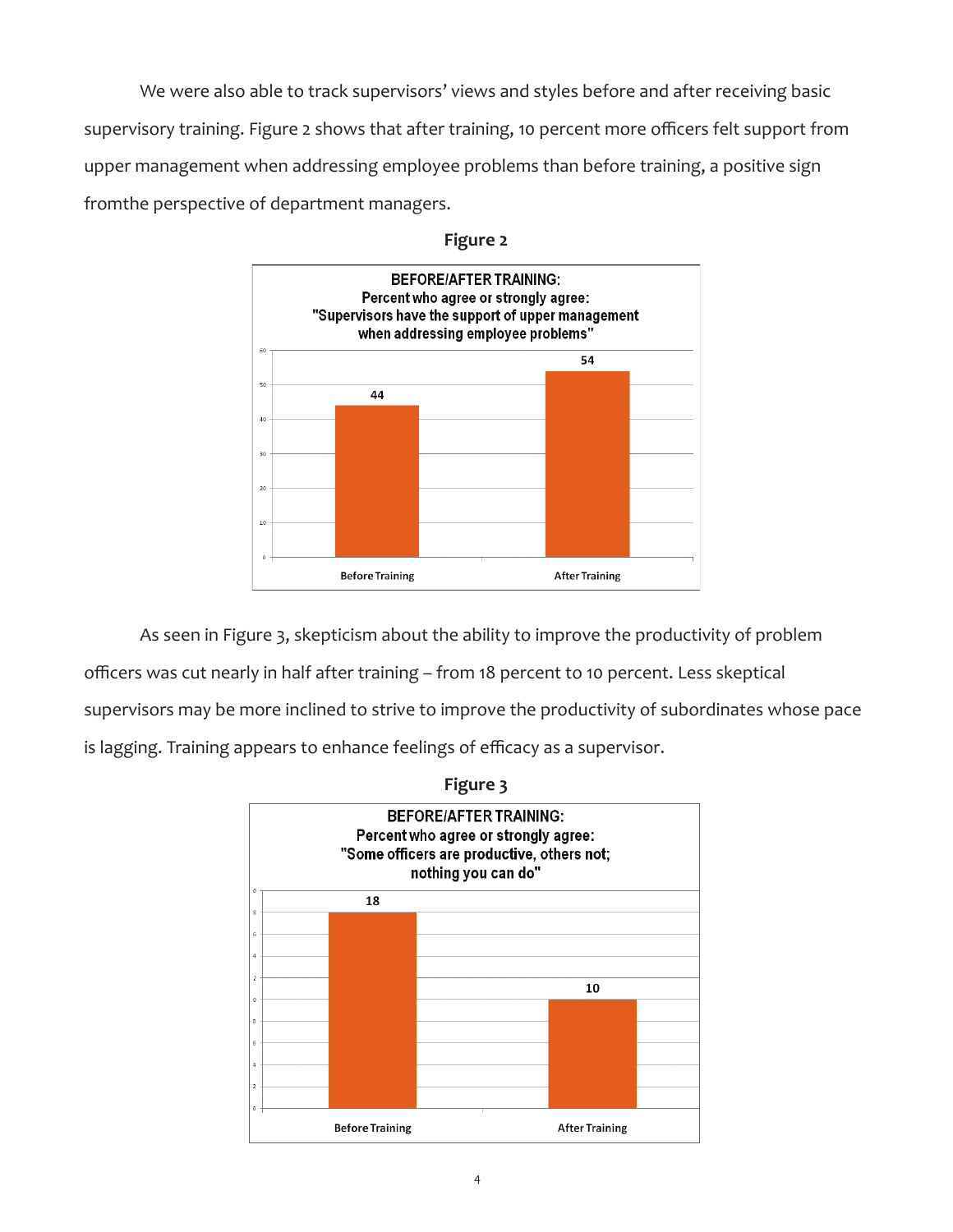We were also able to track supervisors' views and styles before and after receiving basic supervisory training. Figure 2 shows that after training, 10 percent more officers felt support from upper management when addressing employee problems than before training, a positive sign fromthe perspective of department managers.

**Figure 2**

BEFORE/AFTER TRAINING:
Percent who agree or strongly agree:
"Supervisors have the support of upper management when addressing employee problems"

| | Before Training | After Training |
|---|---|---|
| Percent | 44 | 54 |

As seen in Figure 3, skepticism about the ability to improve the productivity of problem officers was cut nearly in half after training – from 18 percent to 10 percent. Less skeptical supervisors may be more inclined to strive to improve the productivity of subordinates whose pace is lagging. Training appears to enhance feelings of efficacy as a supervisor.

**Figure 3**

BEFORE/AFTER TRAINING:
Percent who agree or strongly agree:
"Some officers are productive, others not; nothing you can do"

| | Before Training | After Training |
|---|---|---|
| Percent | 18 | 10 |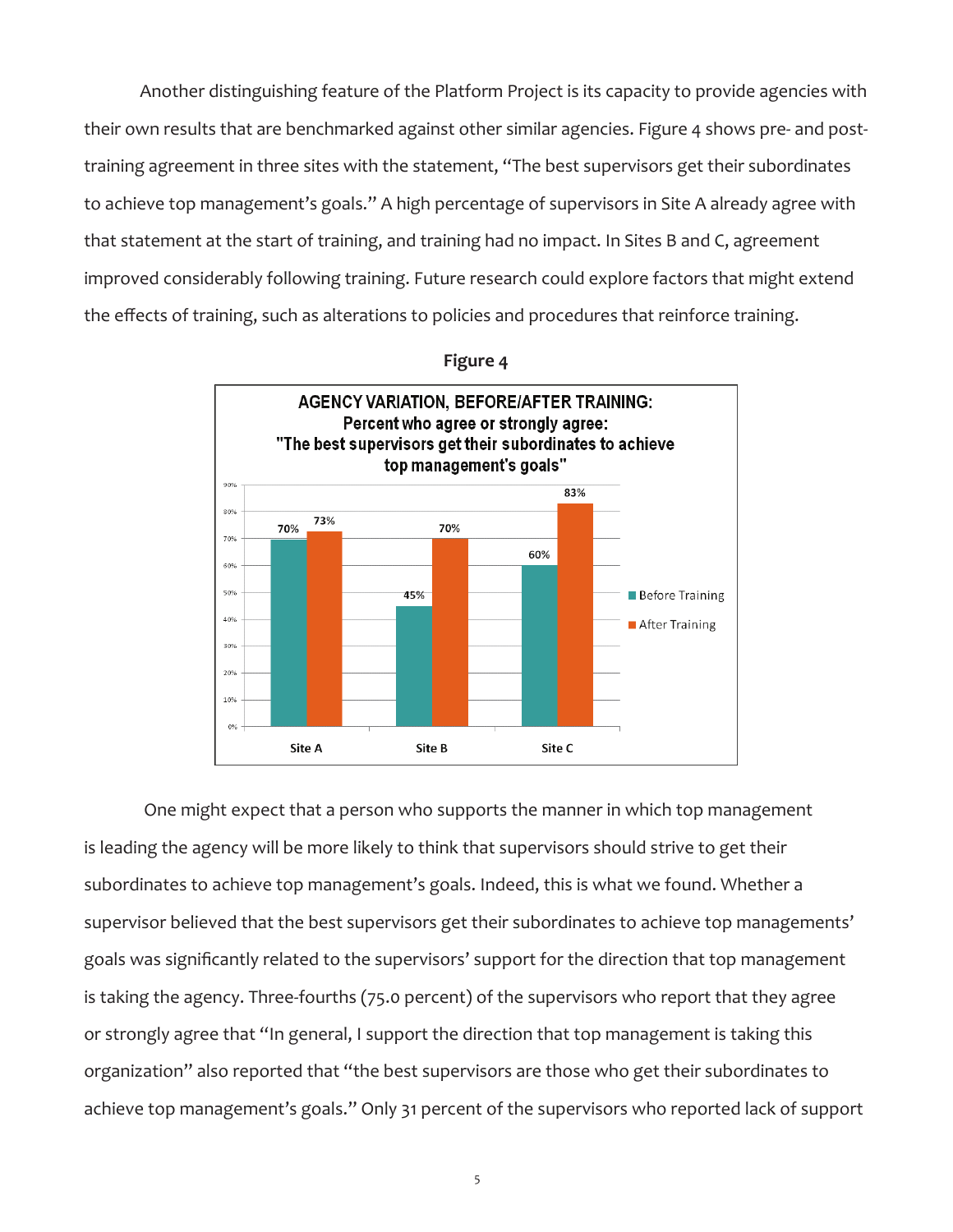Another distinguishing feature of the Platform Project is its capacity to provide agencies with their own results that are benchmarked against other similar agencies. Figure 4 shows pre- and post-training agreement in three sites with the statement, "The best supervisors get their subordinates to achieve top management's goals." A high percentage of supervisors in Site A already agree with that statement at the start of training, and training had no impact. In Sites B and C, agreement improved considerably following training. Future research could explore factors that might extend the effects of training, such as alterations to policies and procedures that reinforce training.

**Figure 4**

**AGENCY VARIATION, BEFORE/AFTER TRAINING: Percent who agree or strongly agree: "The best supervisors get their subordinates to achieve top management's goals"**

| | Before Training | After Training |
|---|---|---|
| Site A | 70% | 73% |
| Site B | 45% | 70% |
| Site C | 60% | 83% |

One might expect that a person who supports the manner in which top management is leading the agency will be more likely to think that supervisors should strive to get their subordinates to achieve top management's goals. Indeed, this is what we found. Whether a supervisor believed that the best supervisors get their subordinates to achieve top managements' goals was significantly related to the supervisors' support for the direction that top management is taking the agency. Three-fourths (75.0 percent) of the supervisors who report that they agree or strongly agree that "In general, I support the direction that top management is taking this organization" also reported that "the best supervisors are those who get their subordinates to achieve top management's goals." Only 31 percent of the supervisors who reported lack of support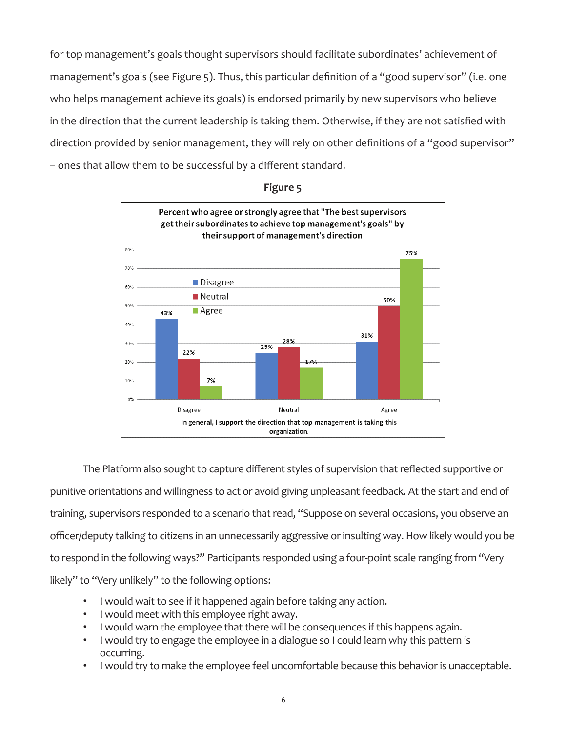for top management's goals thought supervisors should facilitate subordinates' achievement of management's goals (see Figure 5). Thus, this particular definition of a "good supervisor" (i.e. one who helps management achieve its goals) is endorsed primarily by new supervisors who believe in the direction that the current leadership is taking them. Otherwise, if they are not satisfied with direction provided by senior management, they will rely on other definitions of a "good supervisor" – ones that allow them to be successful by a different standard.

**Figure 5**

**Percent who agree or strongly agree that "The best supervisors get their subordinates to achieve top management's goals" by their support of management's direction**

| In general, I support the direction that top management is taking this organization. | Disagree | Neutral | Agree |
|---|---|---|---|
| Disagree | 43% | 22% | 7% |
| Neutral | 25% | 28% | 17% |
| Agree | 31% | 50% | 75% |

The Platform also sought to capture different styles of supervision that reflected supportive or punitive orientations and willingness to act or avoid giving unpleasant feedback. At the start and end of training, supervisors responded to a scenario that read, "Suppose on several occasions, you observe an officer/deputy talking to citizens in an unnecessarily aggressive or insulting way. How likely would you be to respond in the following ways?" Participants responded using a four-point scale ranging from "Very likely" to "Very unlikely" to the following options:

- I would wait to see if it happened again before taking any action.
- I would meet with this employee right away.
- I would warn the employee that there will be consequences if this happens again.
- I would try to engage the employee in a dialogue so I could learn why this pattern is occurring.
- I would try to make the employee feel uncomfortable because this behavior is unacceptable.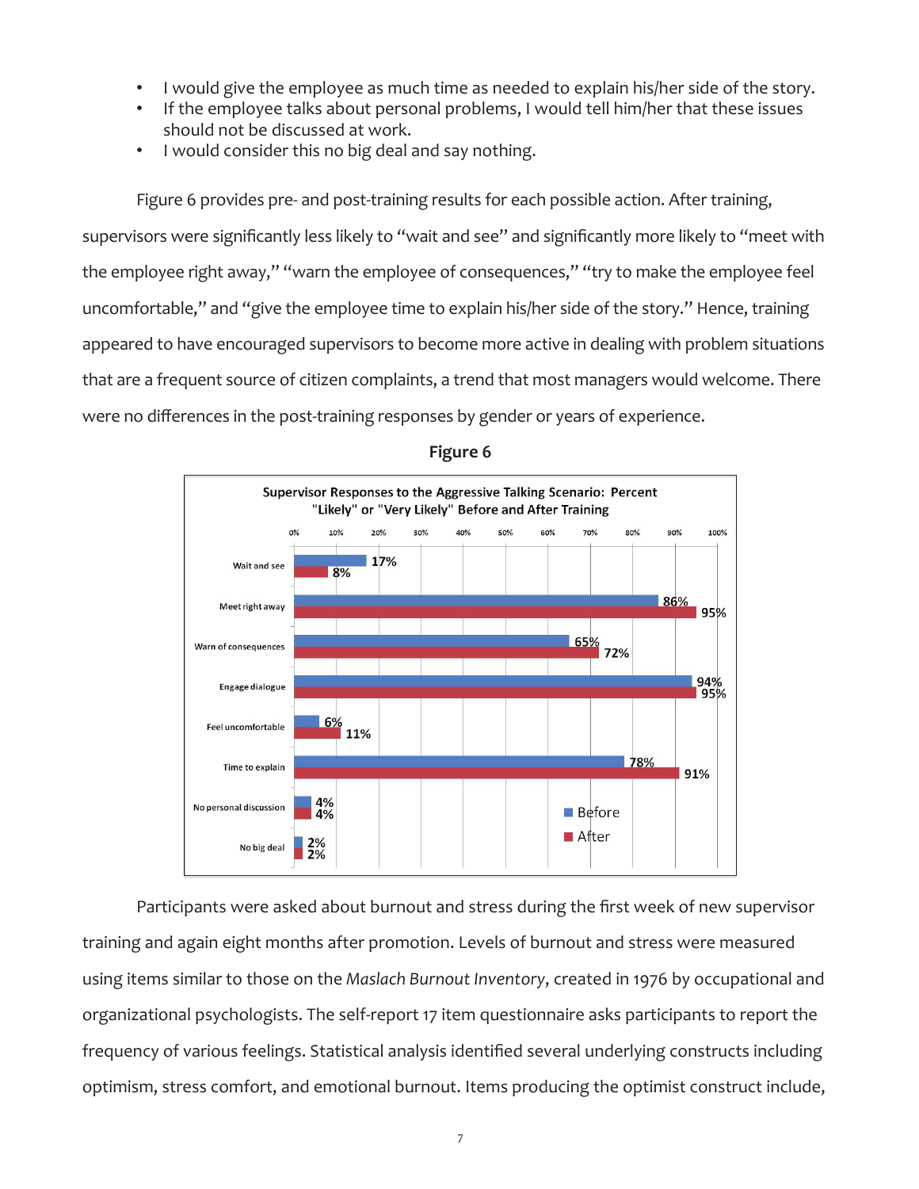- I would give the employee as much time as needed to explain his/her side of the story.
- If the employee talks about personal problems, I would tell him/her that these issues should not be discussed at work.
- I would consider this no big deal and say nothing.

Figure 6 provides pre- and post-training results for each possible action. After training, supervisors were significantly less likely to "wait and see" and significantly more likely to "meet with the employee right away," "warn the employee of consequences," "try to make the employee feel uncomfortable," and "give the employee time to explain his/her side of the story." Hence, training appeared to have encouraged supervisors to become more active in dealing with problem situations that are a frequent source of citizen complaints, a trend that most managers would welcome. There were no differences in the post-training responses by gender or years of experience.

**Figure 6**

Supervisor Responses to the Aggressive Talking Scenario: Percent "Likely" or "Very Likely" Before and After Training

| Response | Before | After |
|---|---|---|
| Wait and see | 17% | 8% |
| Meet right away | 86% | 95% |
| Warn of consequences | 65% | 72% |
| Engage dialogue | 94% | 95% |
| Feel uncomfortable | 6% | 11% |
| Time to explain | 78% | 91% |
| No personal discussion | 4% | 4% |
| No big deal | 2% | 2% |

Participants were asked about burnout and stress during the first week of new supervisor training and again eight months after promotion. Levels of burnout and stress were measured using items similar to those on the *Maslach Burnout Inventory*, created in 1976 by occupational and organizational psychologists. The self-report 17 item questionnaire asks participants to report the frequency of various feelings. Statistical analysis identified several underlying constructs including optimism, stress comfort, and emotional burnout. Items producing the optimist construct include,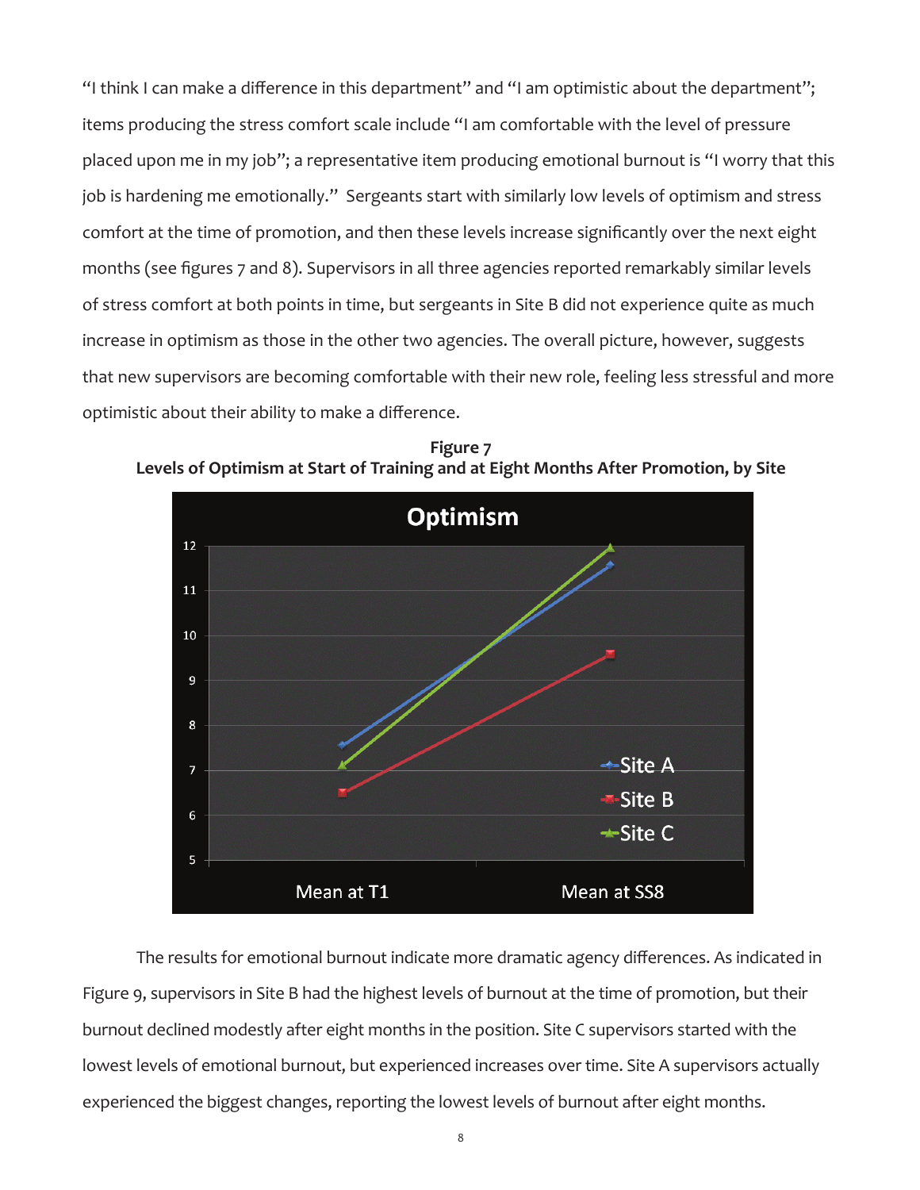"I think I can make a difference in this department" and "I am optimistic about the department"; items producing the stress comfort scale include "I am comfortable with the level of pressure placed upon me in my job"; a representative item producing emotional burnout is "I worry that this job is hardening me emotionally." Sergeants start with similarly low levels of optimism and stress comfort at the time of promotion, and then these levels increase significantly over the next eight months (see figures 7 and 8). Supervisors in all three agencies reported remarkably similar levels of stress comfort at both points in time, but sergeants in Site B did not experience quite as much increase in optimism as those in the other two agencies. The overall picture, however, suggests that new supervisors are becoming comfortable with their new role, feeling less stressful and more optimistic about their ability to make a difference.

**Figure 7**
**Levels of Optimism at Start of Training and at Eight Months After Promotion, by Site**

The results for emotional burnout indicate more dramatic agency differences. As indicated in Figure 9, supervisors in Site B had the highest levels of burnout at the time of promotion, but their burnout declined modestly after eight months in the position. Site C supervisors started with the lowest levels of emotional burnout, but experienced increases over time. Site A supervisors actually experienced the biggest changes, reporting the lowest levels of burnout after eight months.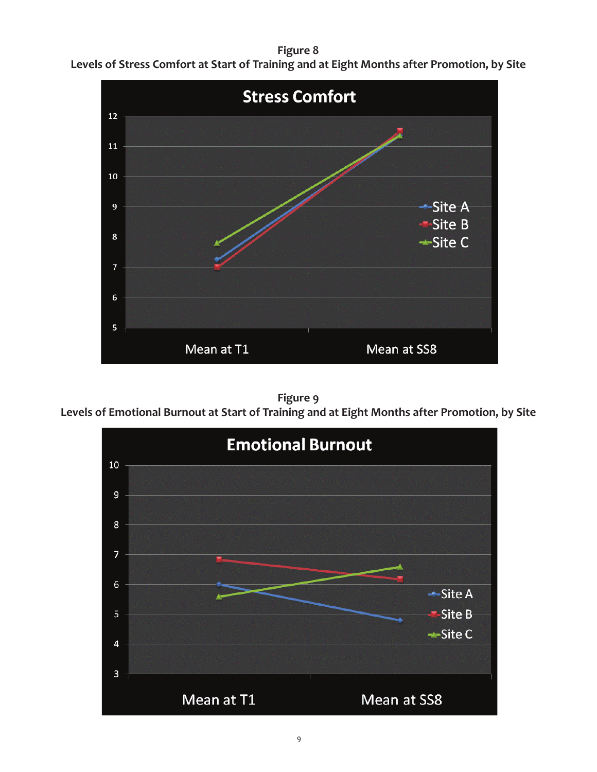**Figure 8**
**Levels of Stress Comfort at Start of Training and at Eight Months after Promotion, by Site**

**Figure 9**
**Levels of Emotional Burnout at Start of Training and at Eight Months after Promotion, by Site**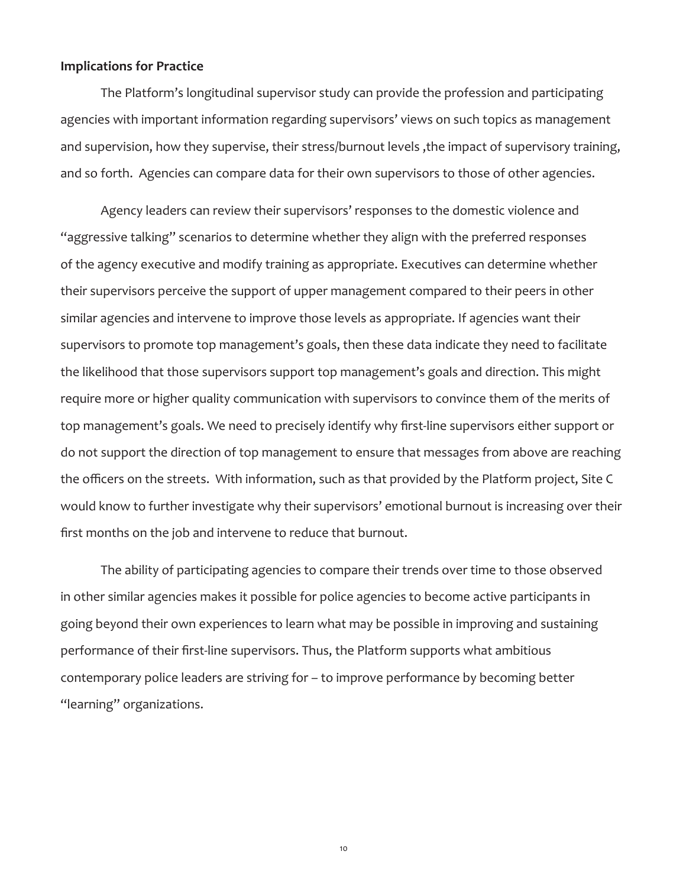**Implications for Practice**

The Platform's longitudinal supervisor study can provide the profession and participating agencies with important information regarding supervisors' views on such topics as management and supervision, how they supervise, their stress/burnout levels ,the impact of supervisory training, and so forth. Agencies can compare data for their own supervisors to those of other agencies.

Agency leaders can review their supervisors' responses to the domestic violence and "aggressive talking" scenarios to determine whether they align with the preferred responses of the agency executive and modify training as appropriate. Executives can determine whether their supervisors perceive the support of upper management compared to their peers in other similar agencies and intervene to improve those levels as appropriate. If agencies want their supervisors to promote top management's goals, then these data indicate they need to facilitate the likelihood that those supervisors support top management's goals and direction. This might require more or higher quality communication with supervisors to convince them of the merits of top management's goals. We need to precisely identify why first-line supervisors either support or do not support the direction of top management to ensure that messages from above are reaching the officers on the streets. With information, such as that provided by the Platform project, Site C would know to further investigate why their supervisors' emotional burnout is increasing over their first months on the job and intervene to reduce that burnout.

The ability of participating agencies to compare their trends over time to those observed in other similar agencies makes it possible for police agencies to become active participants in going beyond their own experiences to learn what may be possible in improving and sustaining performance of their first-line supervisors. Thus, the Platform supports what ambitious contemporary police leaders are striving for – to improve performance by becoming better "learning" organizations.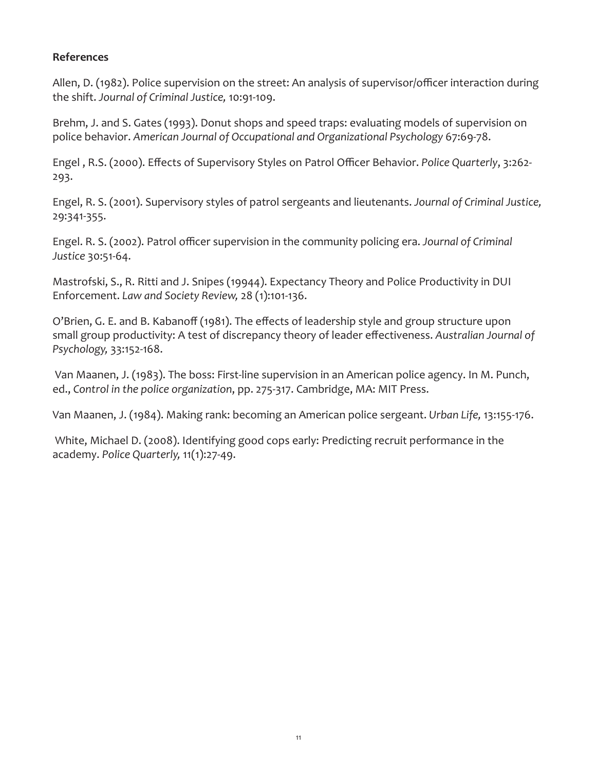**References**

Allen, D. (1982). Police supervision on the street: An analysis of supervisor/officer interaction during the shift. *Journal of Criminal Justice,* 10:91-109.

Brehm, J. and S. Gates (1993). Donut shops and speed traps: evaluating models of supervision on police behavior. *American Journal of Occupational and Organizational Psychology* 67:69-78.

Engel , R.S. (2000). Effects of Supervisory Styles on Patrol Officer Behavior. *Police Quarterly*, 3:262-293.

Engel, R. S. (2001). Supervisory styles of patrol sergeants and lieutenants. *Journal of Criminal Justice,* 29:341-355.

Engel. R. S. (2002). Patrol officer supervision in the community policing era. *Journal of Criminal Justice* 30:51-64.

Mastrofski, S., R. Ritti and J. Snipes (19944). Expectancy Theory and Police Productivity in DUI Enforcement. *Law and Society Review,* 28 (1):101-136.

O'Brien, G. E. and B. Kabanoff (1981). The effects of leadership style and group structure upon small group productivity: A test of discrepancy theory of leader effectiveness. *Australian Journal of Psychology,* 33:152-168.

Van Maanen, J. (1983). The boss: First-line supervision in an American police agency. In M. Punch, ed., *Control in the police organization*, pp. 275-317. Cambridge, MA: MIT Press.

Van Maanen, J. (1984). Making rank: becoming an American police sergeant. *Urban Life,* 13:155-176.

White, Michael D. (2008). Identifying good cops early: Predicting recruit performance in the academy. *Police Quarterly,* 11(1):27-49.